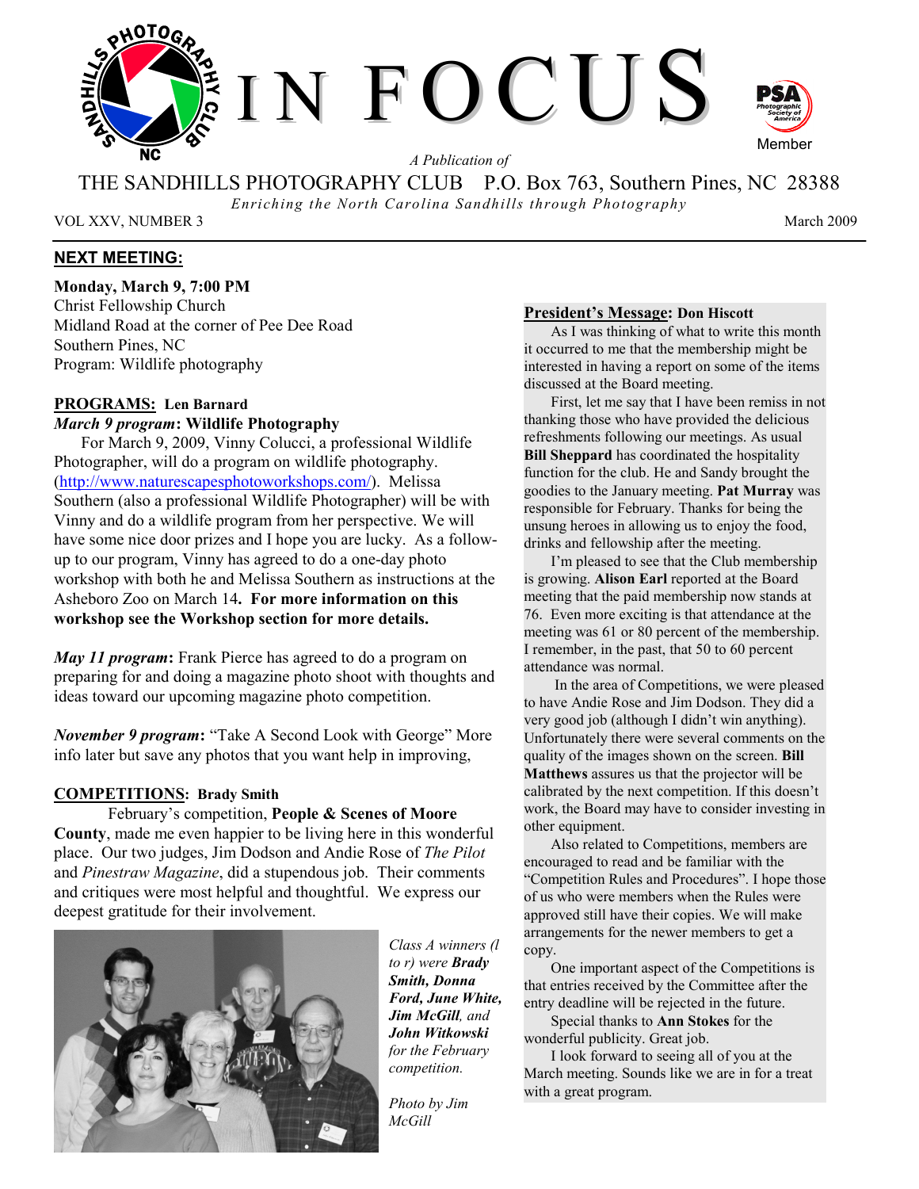# IN FOCUS

*A Publication of*

THE SANDHILLS PHOTOGRAPHY CLUB P.O. Box 763, Southern Pines, NC 28388

*Enriching the North Carolina Sandhills through Photography*

VOL XXV, NUMBER 3 March 2009

## NEXT MEETING:

**Monday, March 9, 7:00 PM**
Christ Fellowship Church
Midland Road at the corner of Pee Dee Road
Southern Pines, NC
Program: Wildlife photography

## PROGRAMS: Len Barnard

***March 9 program*: Wildlife Photography**

For March 9, 2009, Vinny Colucci, a professional Wildlife Photographer, will do a program on wildlife photography. (http://www.naturescapesphotoworkshops.com/). Melissa Southern (also a professional Wildlife Photographer) will be with Vinny and do a wildlife program from her perspective. We will have some nice door prizes and I hope you are lucky. As a follow-up to our program, Vinny has agreed to do a one-day photo workshop with both he and Melissa Southern as instructions at the Asheboro Zoo on March 14**. For more information on this workshop see the Workshop section for more details.**

***May 11 program*:** Frank Pierce has agreed to do a program on preparing for and doing a magazine photo shoot with thoughts and ideas toward our upcoming magazine photo competition.

***November 9 program*:** "Take A Second Look with George" More info later but save any photos that you want help in improving,

## COMPETITIONS: Brady Smith

February's competition, **People & Scenes of Moore County**, made me even happier to be living here in this wonderful place. Our two judges, Jim Dodson and Andie Rose of *The Pilot* and *Pinestraw Magazine*, did a stupendous job. Their comments and critiques were most helpful and thoughtful. We express our deepest gratitude for their involvement.

*Class A winners (l to r) were **Brady Smith, Donna Ford, June White, Jim McGill**, and **John Witkowski** for the February competition.*

*Photo by Jim McGill*

## President's Message: Don Hiscott

As I was thinking of what to write this month it occurred to me that the membership might be interested in having a report on some of the items discussed at the Board meeting.

First, let me say that I have been remiss in not thanking those who have provided the delicious refreshments following our meetings. As usual **Bill Sheppard** has coordinated the hospitality function for the club. He and Sandy brought the goodies to the January meeting. **Pat Murray** was responsible for February. Thanks for being the unsung heroes in allowing us to enjoy the food, drinks and fellowship after the meeting.

I'm pleased to see that the Club membership is growing. **Alison Earl** reported at the Board meeting that the paid membership now stands at 76. Even more exciting is that attendance at the meeting was 61 or 80 percent of the membership. I remember, in the past, that 50 to 60 percent attendance was normal.

In the area of Competitions, we were pleased to have Andie Rose and Jim Dodson. They did a very good job (although I didn't win anything). Unfortunately there were several comments on the quality of the images shown on the screen. **Bill Matthews** assures us that the projector will be calibrated by the next competition. If this doesn't work, the Board may have to consider investing in other equipment.

Also related to Competitions, members are encouraged to read and be familiar with the "Competition Rules and Procedures". I hope those of us who were members when the Rules were approved still have their copies. We will make arrangements for the newer members to get a copy.

One important aspect of the Competitions is that entries received by the Committee after the entry deadline will be rejected in the future.

Special thanks to **Ann Stokes** for the wonderful publicity. Great job.

I look forward to seeing all of you at the March meeting. Sounds like we are in for a treat with a great program.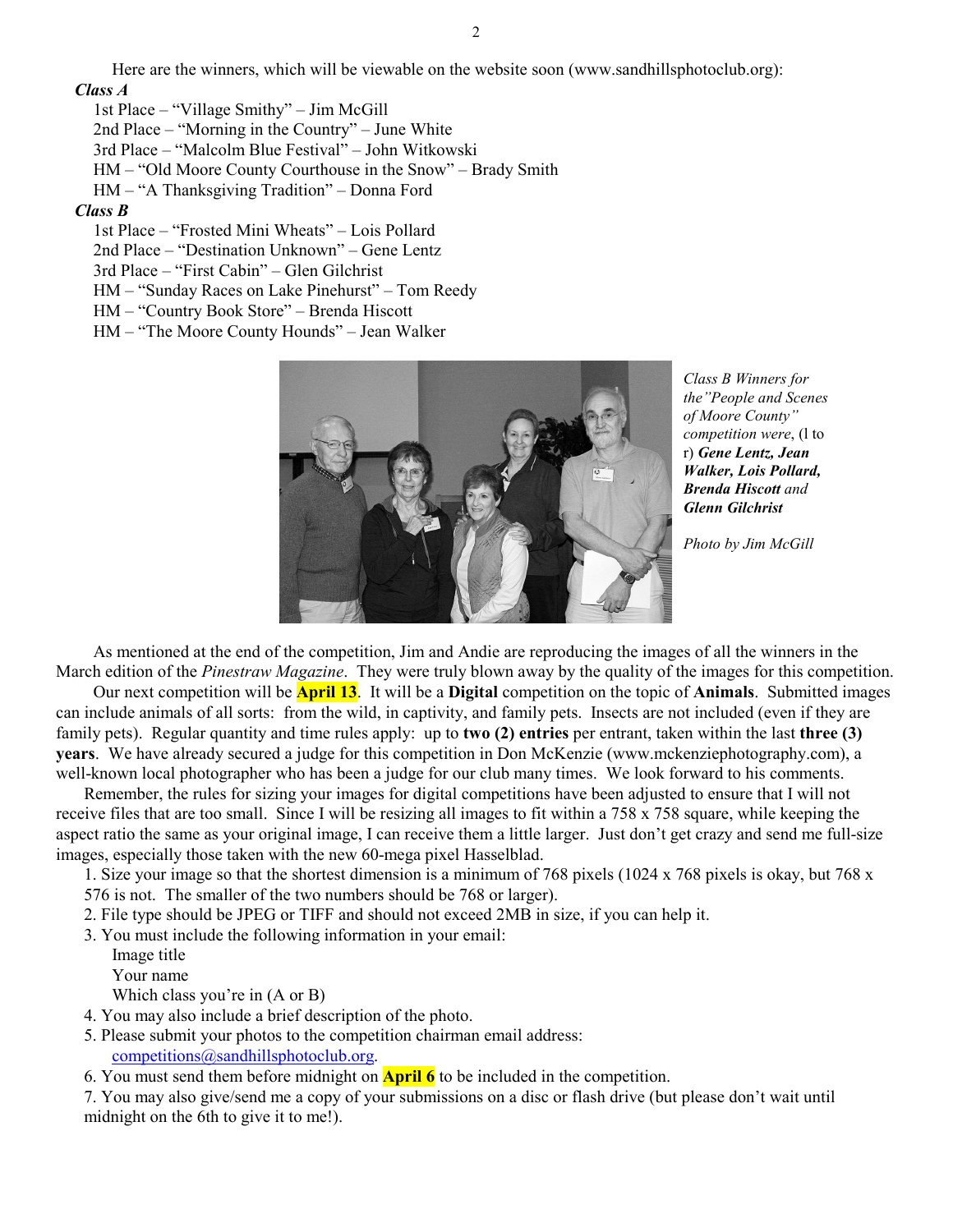Here are the winners, which will be viewable on the website soon (www.sandhillsphotoclub.org):

***Class A***

1st Place – "Village Smithy" – Jim McGill
2nd Place – "Morning in the Country" – June White
3rd Place – "Malcolm Blue Festival" – John Witkowski
HM – "Old Moore County Courthouse in the Snow" – Brady Smith
HM – "A Thanksgiving Tradition" – Donna Ford

***Class B***

1st Place – "Frosted Mini Wheats" – Lois Pollard
2nd Place – "Destination Unknown" – Gene Lentz
3rd Place – "First Cabin" – Glen Gilchrist
HM – "Sunday Races on Lake Pinehurst" – Tom Reedy
HM – "Country Book Store" – Brenda Hiscott
HM – "The Moore County Hounds" – Jean Walker

*Class B Winners for the"People and Scenes of Moore County" competition were*, (l to r) ***Gene Lentz, Jean Walker, Lois Pollard, Brenda Hiscott*** *and* ***Glenn Gilchrist***

*Photo by Jim McGill*

As mentioned at the end of the competition, Jim and Andie are reproducing the images of all the winners in the March edition of the *Pinestraw Magazine*. They were truly blown away by the quality of the images for this competition.

Our next competition will be **April 13**. It will be a **Digital** competition on the topic of **Animals**. Submitted images can include animals of all sorts: from the wild, in captivity, and family pets. Insects are not included (even if they are family pets). Regular quantity and time rules apply: up to **two (2) entries** per entrant, taken within the last **three (3) years**. We have already secured a judge for this competition in Don McKenzie (www.mckenziephotography.com), a well-known local photographer who has been a judge for our club many times. We look forward to his comments.

Remember, the rules for sizing your images for digital competitions have been adjusted to ensure that I will not receive files that are too small. Since I will be resizing all images to fit within a 758 x 758 square, while keeping the aspect ratio the same as your original image, I can receive them a little larger. Just don't get crazy and send me full-size images, especially those taken with the new 60-mega pixel Hasselblad.

1. Size your image so that the shortest dimension is a minimum of 768 pixels (1024 x 768 pixels is okay, but 768 x 576 is not. The smaller of the two numbers should be 768 or larger).
2. File type should be JPEG or TIFF and should not exceed 2MB in size, if you can help it.
3. You must include the following information in your email:
   - Image title
   - Your name
   - Which class you're in (A or B)
4. You may also include a brief description of the photo.
5. Please submit your photos to the competition chairman email address: competitions@sandhillsphotoclub.org.
6. You must send them before midnight on **April 6** to be included in the competition.
7. You may also give/send me a copy of your submissions on a disc or flash drive (but please don't wait until midnight on the 6th to give it to me!).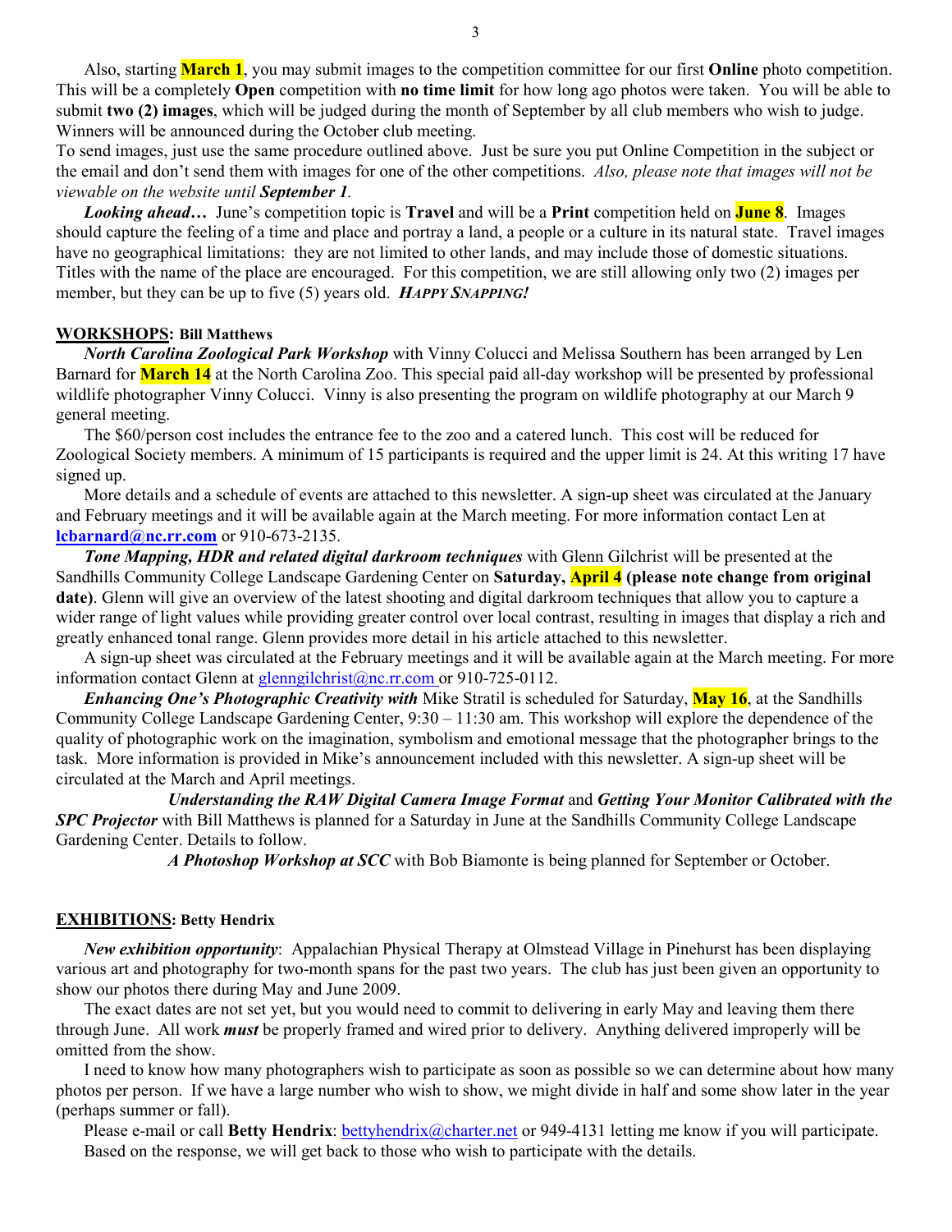Also, starting **March 1**, you may submit images to the competition committee for our first **Online** photo competition. This will be a completely **Open** competition with **no time limit** for how long ago photos were taken. You will be able to submit **two (2) images**, which will be judged during the month of September by all club members who wish to judge. Winners will be announced during the October club meeting.

To send images, just use the same procedure outlined above. Just be sure you put Online Competition in the subject or the email and don't send them with images for one of the other competitions. *Also, please note that images will not be viewable on the website until **September 1**.*

***Looking ahead…*** June's competition topic is **Travel** and will be a **Print** competition held on **June 8**. Images should capture the feeling of a time and place and portray a land, a people or a culture in its natural state. Travel images have no geographical limitations: they are not limited to other lands, and may include those of domestic situations. Titles with the name of the place are encouraged. For this competition, we are still allowing only two (2) images per member, but they can be up to five (5) years old. ***HAPPY SNAPPING!***

## WORKSHOPS: Bill Matthews

***North Carolina Zoological Park Workshop*** with Vinny Colucci and Melissa Southern has been arranged by Len Barnard for **March 14** at the North Carolina Zoo. This special paid all-day workshop will be presented by professional wildlife photographer Vinny Colucci. Vinny is also presenting the program on wildlife photography at our March 9 general meeting.

The $60/person cost includes the entrance fee to the zoo and a catered lunch. This cost will be reduced for Zoological Society members. A minimum of 15 participants is required and the upper limit is 24. At this writing 17 have signed up.

More details and a schedule of events are attached to this newsletter. A sign-up sheet was circulated at the January and February meetings and it will be available again at the March meeting. For more information contact Len at **lcbarnard@nc.rr.com** or 910-673-2135.

***Tone Mapping, HDR and related digital darkroom techniques*** with Glenn Gilchrist will be presented at the Sandhills Community College Landscape Gardening Center on **Saturday, April 4 (please note change from original date)**. Glenn will give an overview of the latest shooting and digital darkroom techniques that allow you to capture a wider range of light values while providing greater control over local contrast, resulting in images that display a rich and greatly enhanced tonal range. Glenn provides more detail in his article attached to this newsletter.

A sign-up sheet was circulated at the February meetings and it will be available again at the March meeting. For more information contact Glenn at glenngilchrist@nc.rr.com or 910-725-0112.

***Enhancing One's Photographic Creativity with*** Mike Stratil is scheduled for Saturday, **May 16**, at the Sandhills Community College Landscape Gardening Center, 9:30 – 11:30 am. This workshop will explore the dependence of the quality of photographic work on the imagination, symbolism and emotional message that the photographer brings to the task. More information is provided in Mike's announcement included with this newsletter. A sign-up sheet will be circulated at the March and April meetings.

***Understanding the RAW Digital Camera Image Format*** and ***Getting Your Monitor Calibrated with the SPC Projector*** with Bill Matthews is planned for a Saturday in June at the Sandhills Community College Landscape Gardening Center. Details to follow.

***A Photoshop Workshop at SCC*** with Bob Biamonte is being planned for September or October.

## EXHIBITIONS: Betty Hendrix

***New exhibition opportunity***: Appalachian Physical Therapy at Olmstead Village in Pinehurst has been displaying various art and photography for two-month spans for the past two years. The club has just been given an opportunity to show our photos there during May and June 2009.

The exact dates are not set yet, but you would need to commit to delivering in early May and leaving them there through June. All work ***must*** be properly framed and wired prior to delivery. Anything delivered improperly will be omitted from the show.

I need to know how many photographers wish to participate as soon as possible so we can determine about how many photos per person. If we have a large number who wish to show, we might divide in half and some show later in the year (perhaps summer or fall).

Please e-mail or call **Betty Hendrix**: bettyhendrix@charter.net or 949-4131 letting me know if you will participate. Based on the response, we will get back to those who wish to participate with the details.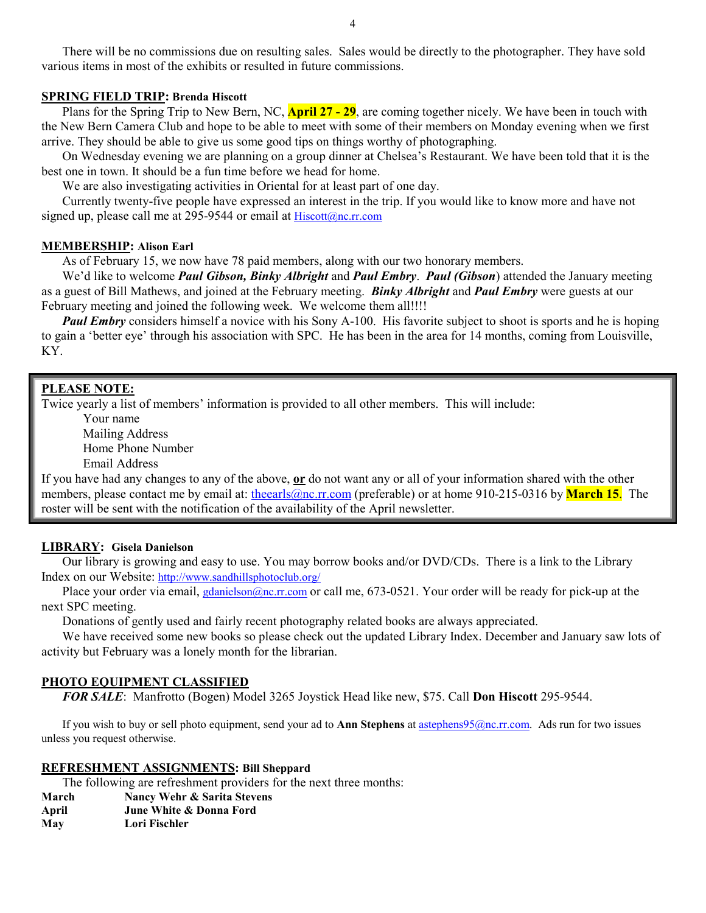There will be no commissions due on resulting sales. Sales would be directly to the photographer. They have sold various items in most of the exhibits or resulted in future commissions.

**SPRING FIELD TRIP: Brenda Hiscott**

Plans for the Spring Trip to New Bern, NC, **April 27 - 29**, are coming together nicely. We have been in touch with the New Bern Camera Club and hope to be able to meet with some of their members on Monday evening when we first arrive. They should be able to give us some good tips on things worthy of photographing.

On Wednesday evening we are planning on a group dinner at Chelsea's Restaurant. We have been told that it is the best one in town. It should be a fun time before we head for home.

We are also investigating activities in Oriental for at least part of one day.

Currently twenty-five people have expressed an interest in the trip. If you would like to know more and have not signed up, please call me at 295-9544 or email at Hiscott@nc.rr.com

**MEMBERSHIP: Alison Earl**

As of February 15, we now have 78 paid members, along with our two honorary members.

We'd like to welcome ***Paul Gibson, Binky Albright*** and ***Paul Embry***. ***Paul (Gibson***) attended the January meeting as a guest of Bill Mathews, and joined at the February meeting. ***Binky Albright*** and ***Paul Embry*** were guests at our February meeting and joined the following week. We welcome them all!!!!

***Paul Embry*** considers himself a novice with his Sony A-100. His favorite subject to shoot is sports and he is hoping to gain a 'better eye' through his association with SPC. He has been in the area for 14 months, coming from Louisville, KY.

**PLEASE NOTE:**

Twice yearly a list of members' information is provided to all other members. This will include:

- Your name
- Mailing Address
- Home Phone Number
- Email Address

If you have had any changes to any of the above, **or** do not want any or all of your information shared with the other members, please contact me by email at: theearls@nc.rr.com (preferable) or at home 910-215-0316 by **March 15**. The roster will be sent with the notification of the availability of the April newsletter.

**LIBRARY: Gisela Danielson**

Our library is growing and easy to use. You may borrow books and/or DVD/CDs. There is a link to the Library Index on our Website: http://www.sandhillsphotoclub.org/

Place your order via email, gdanielson@nc.rr.com or call me, 673-0521. Your order will be ready for pick-up at the next SPC meeting.

Donations of gently used and fairly recent photography related books are always appreciated.

We have received some new books so please check out the updated Library Index. December and January saw lots of activity but February was a lonely month for the librarian.

**PHOTO EQUIPMENT CLASSIFIED**

***FOR SALE***: Manfrotto (Bogen) Model 3265 Joystick Head like new, $75. Call **Don Hiscott** 295-9544.

If you wish to buy or sell photo equipment, send your ad to **Ann Stephens** at astephens95@nc.rr.com. Ads run for two issues unless you request otherwise.

**REFRESHMENT ASSIGNMENTS: Bill Sheppard**

The following are refreshment providers for the next three months:

| | |
|---|---|
| **March** | **Nancy Wehr & Sarita Stevens** |
| **April** | **June White & Donna Ford** |
| **May** | **Lori Fischler** |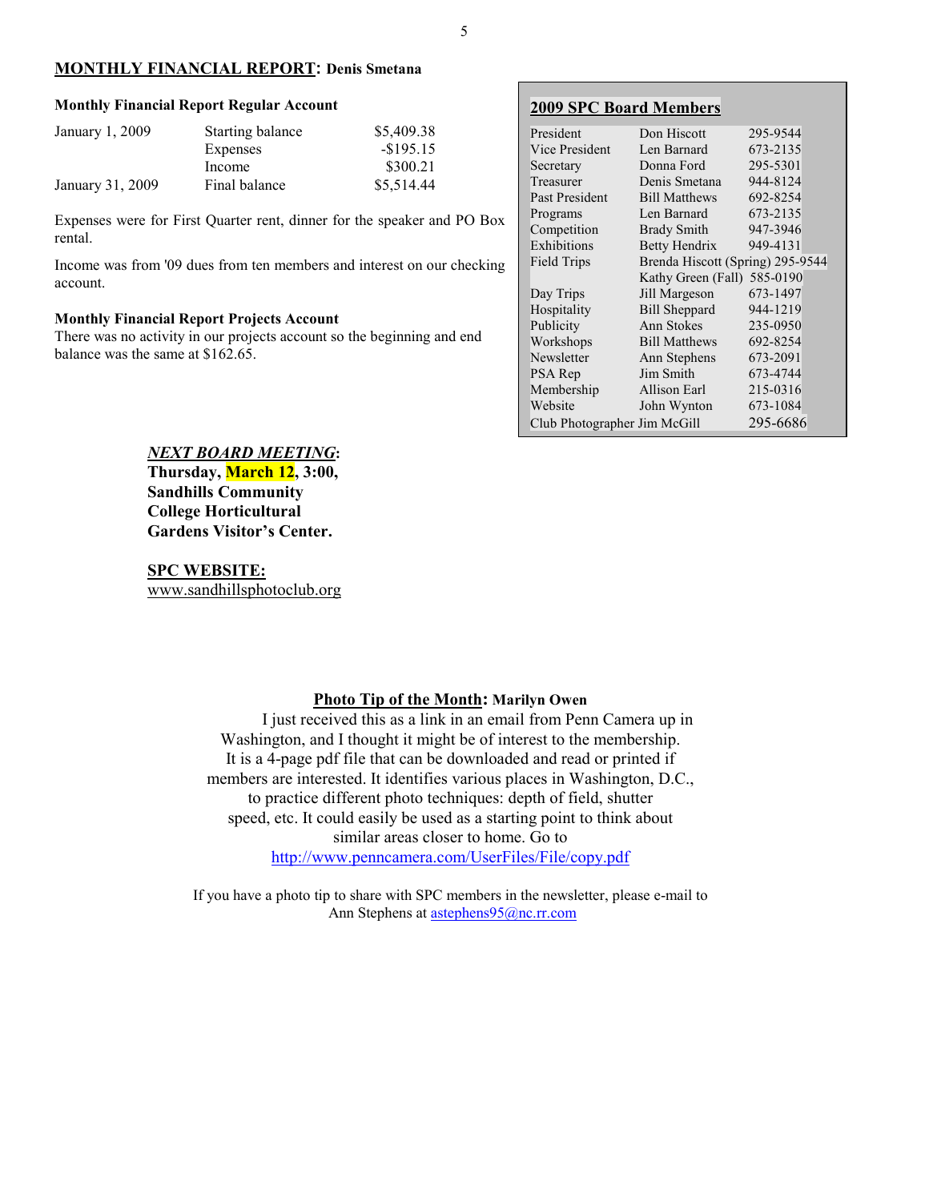## MONTHLY FINANCIAL REPORT: Denis Smetana

**Monthly Financial Report Regular Account**

| | | |
|---|---|---|
| January 1, 2009 | Starting balance | $5,409.38 |
| | Expenses | -$195.15 |
| | Income | $300.21 |
| January 31, 2009 | Final balance | $5,514.44 |

Expenses were for First Quarter rent, dinner for the speaker and PO Box rental.

Income was from '09 dues from ten members and interest on our checking account.

**Monthly Financial Report Projects Account**
There was no activity in our projects account so the beginning and end balance was the same at $162.65.

## 2009 SPC Board Members

| Position | Name | Phone |
|---|---|---|
| President | Don Hiscott | 295-9544 |
| Vice President | Len Barnard | 673-2135 |
| Secretary | Donna Ford | 295-5301 |
| Treasurer | Denis Smetana | 944-8124 |
| Past President | Bill Matthews | 692-8254 |
| Programs | Len Barnard | 673-2135 |
| Competition | Brady Smith | 947-3946 |
| Exhibitions | Betty Hendrix | 949-4131 |
| Field Trips | Brenda Hiscott (Spring) | 295-9544 |
| | Kathy Green (Fall) | 585-0190 |
| Day Trips | Jill Margeson | 673-1497 |
| Hospitality | Bill Sheppard | 944-1219 |
| Publicity | Ann Stokes | 235-0950 |
| Workshops | Bill Matthews | 692-8254 |
| Newsletter | Ann Stephens | 673-2091 |
| PSA Rep | Jim Smith | 673-4744 |
| Membership | Allison Earl | 215-0316 |
| Website | John Wynton | 673-1084 |
| Club Photographer | Jim McGill | 295-6686 |

***NEXT BOARD MEETING*:**
**Thursday, March 12, 3:00, Sandhills Community College Horticultural Gardens Visitor's Center.**

**SPC WEBSITE:**
www.sandhillsphotoclub.org

**Photo Tip of the Month: Marilyn Owen**

I just received this as a link in an email from Penn Camera up in Washington, and I thought it might be of interest to the membership. It is a 4-page pdf file that can be downloaded and read or printed if members are interested. It identifies various places in Washington, D.C., to practice different photo techniques: depth of field, shutter speed, etc. It could easily be used as a starting point to think about similar areas closer to home. Go to http://www.penncamera.com/UserFiles/File/copy.pdf

If you have a photo tip to share with SPC members in the newsletter, please e-mail to Ann Stephens at astephens95@nc.rr.com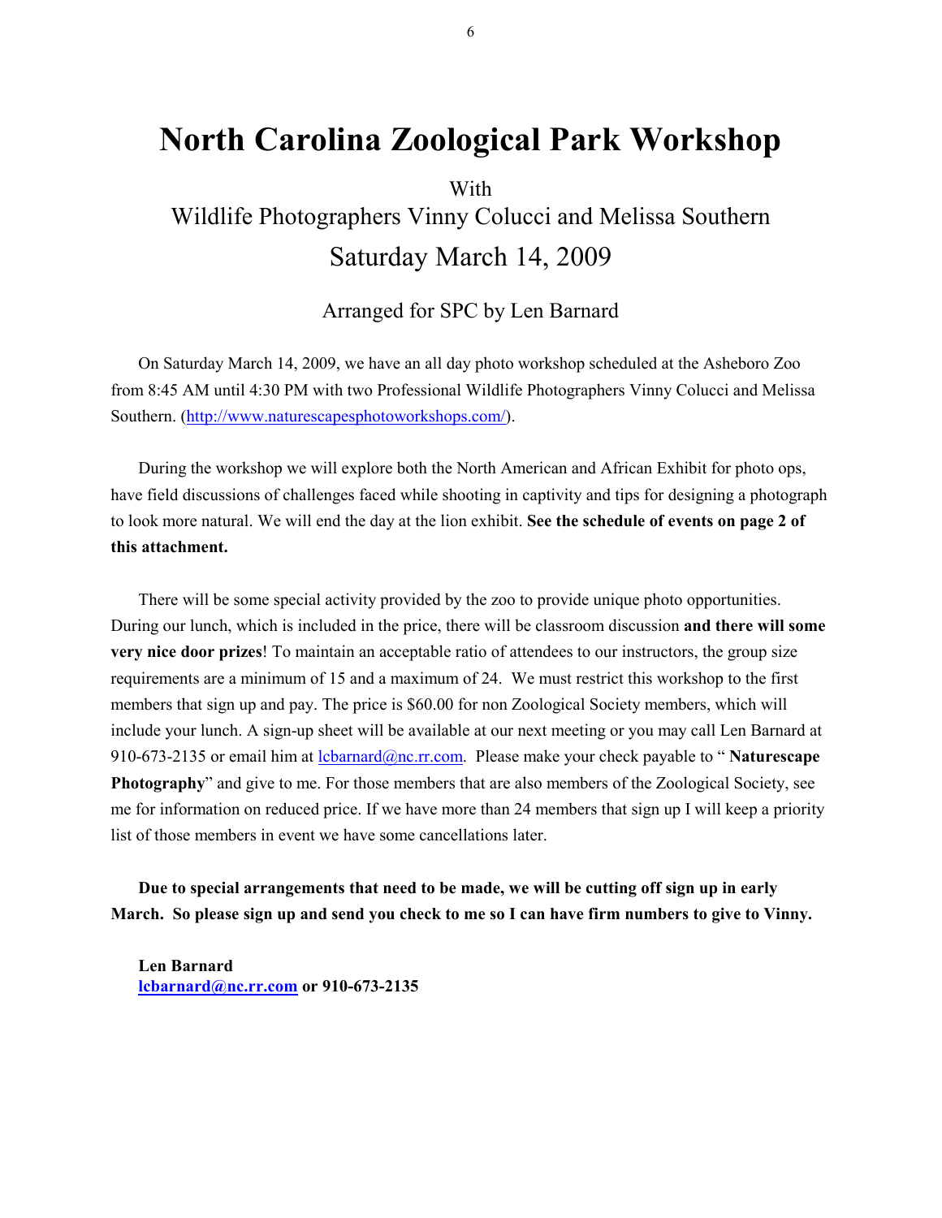# North Carolina Zoological Park Workshop

With

Wildlife Photographers Vinny Colucci and Melissa Southern

Saturday March 14, 2009

Arranged for SPC by Len Barnard

On Saturday March 14, 2009, we have an all day photo workshop scheduled at the Asheboro Zoo from 8:45 AM until 4:30 PM with two Professional Wildlife Photographers Vinny Colucci and Melissa Southern. (http://www.naturescapesphotoworkshops.com/).

During the workshop we will explore both the North American and African Exhibit for photo ops, have field discussions of challenges faced while shooting in captivity and tips for designing a photograph to look more natural. We will end the day at the lion exhibit. **See the schedule of events on page 2 of this attachment.**

There will be some special activity provided by the zoo to provide unique photo opportunities. During our lunch, which is included in the price, there will be classroom discussion **and there will some very nice door prizes**! To maintain an acceptable ratio of attendees to our instructors, the group size requirements are a minimum of 15 and a maximum of 24. We must restrict this workshop to the first members that sign up and pay. The price is $60.00 for non Zoological Society members, which will include your lunch. A sign-up sheet will be available at our next meeting or you may call Len Barnard at 910-673-2135 or email him at lcbarnard@nc.rr.com. Please make your check payable to " **Naturescape Photography**" and give to me. For those members that are also members of the Zoological Society, see me for information on reduced price. If we have more than 24 members that sign up I will keep a priority list of those members in event we have some cancellations later.

**Due to special arrangements that need to be made, we will be cutting off sign up in early March. So please sign up and send you check to me so I can have firm numbers to give to Vinny.**

**Len Barnard**
**lcbarnard@nc.rr.com or 910-673-2135**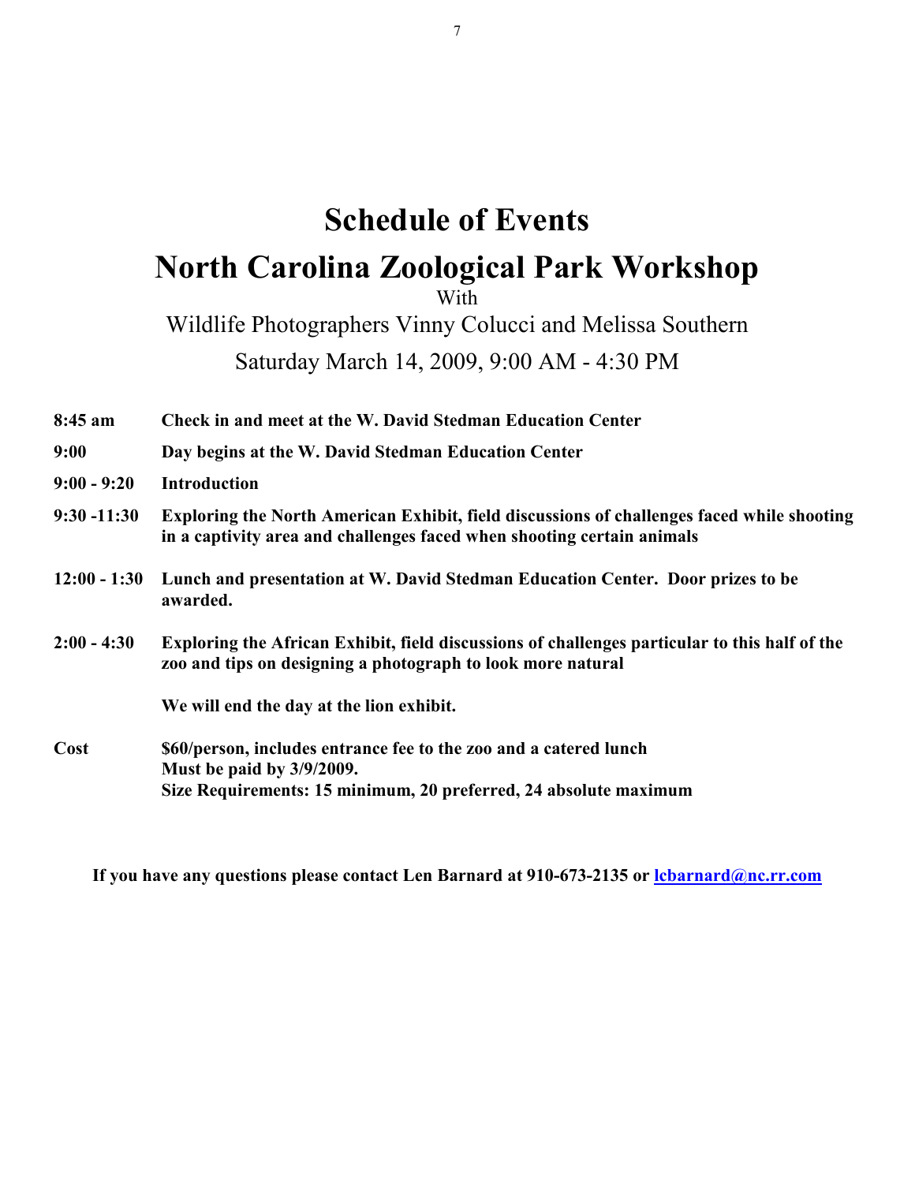# Schedule of Events

# North Carolina Zoological Park Workshop

With

Wildlife Photographers Vinny Colucci and Melissa Southern

Saturday March 14, 2009, 9:00 AM - 4:30 PM

| | |
|---|---|
| **8:45 am** | **Check in and meet at the W. David Stedman Education Center** |
| **9:00** | **Day begins at the W. David Stedman Education Center** |
| **9:00 - 9:20** | **Introduction** |
| **9:30 -11:30** | **Exploring the North American Exhibit, field discussions of challenges faced while shooting in a captivity area and challenges faced when shooting certain animals** |
| **12:00 - 1:30** | **Lunch and presentation at W. David Stedman Education Center. Door prizes to be awarded.** |
| **2:00 - 4:30** | **Exploring the African Exhibit, field discussions of challenges particular to this half of the zoo and tips on designing a photograph to look more natural**<br><br>**We will end the day at the lion exhibit.** |
| **Cost** | **$60/person, includes entrance fee to the zoo and a catered lunch**<br>**Must be paid by 3/9/2009.**<br>**Size Requirements: 15 minimum, 20 preferred, 24 absolute maximum** |

**If you have any questions please contact Len Barnard at 910-673-2135 or lcbarnard@nc.rr.com**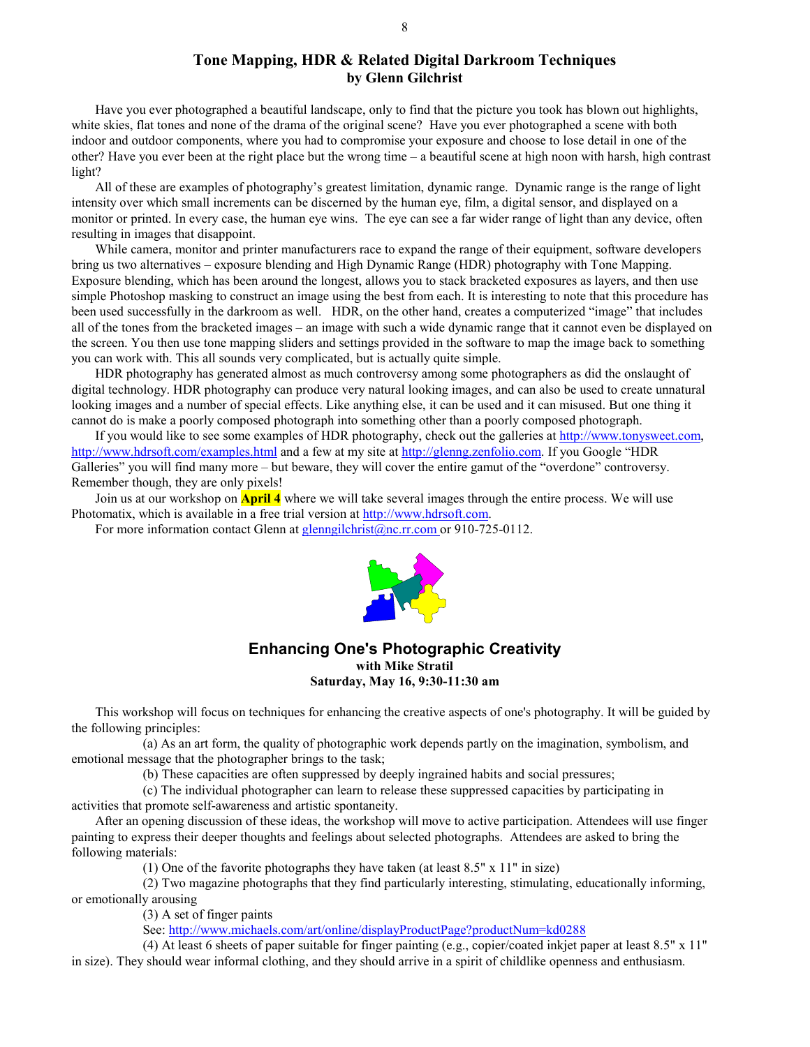## Tone Mapping, HDR & Related Digital Darkroom Techniques
**by Glenn Gilchrist**

Have you ever photographed a beautiful landscape, only to find that the picture you took has blown out highlights, white skies, flat tones and none of the drama of the original scene? Have you ever photographed a scene with both indoor and outdoor components, where you had to compromise your exposure and choose to lose detail in one of the other? Have you ever been at the right place but the wrong time – a beautiful scene at high noon with harsh, high contrast light?

All of these are examples of photography's greatest limitation, dynamic range. Dynamic range is the range of light intensity over which small increments can be discerned by the human eye, film, a digital sensor, and displayed on a monitor or printed. In every case, the human eye wins. The eye can see a far wider range of light than any device, often resulting in images that disappoint.

While camera, monitor and printer manufacturers race to expand the range of their equipment, software developers bring us two alternatives – exposure blending and High Dynamic Range (HDR) photography with Tone Mapping. Exposure blending, which has been around the longest, allows you to stack bracketed exposures as layers, and then use simple Photoshop masking to construct an image using the best from each. It is interesting to note that this procedure has been used successfully in the darkroom as well. HDR, on the other hand, creates a computerized "image" that includes all of the tones from the bracketed images – an image with such a wide dynamic range that it cannot even be displayed on the screen. You then use tone mapping sliders and settings provided in the software to map the image back to something you can work with. This all sounds very complicated, but is actually quite simple.

HDR photography has generated almost as much controversy among some photographers as did the onslaught of digital technology. HDR photography can produce very natural looking images, and can also be used to create unnatural looking images and a number of special effects. Like anything else, it can be used and it can misused. But one thing it cannot do is make a poorly composed photograph into something other than a poorly composed photograph.

If you would like to see some examples of HDR photography, check out the galleries at http://www.tonysweet.com, http://www.hdrsoft.com/examples.html and a few at my site at http://glenng.zenfolio.com. If you Google "HDR Galleries" you will find many more – but beware, they will cover the entire gamut of the "overdone" controversy. Remember though, they are only pixels!

Join us at our workshop on **April 4** where we will take several images through the entire process. We will use Photomatix, which is available in a free trial version at http://www.hdrsoft.com.

For more information contact Glenn at glenngilchrist@nc.rr.com or 910-725-0112.

## Enhancing One's Photographic Creativity
**with Mike Stratil**
**Saturday, May 16, 9:30-11:30 am**

This workshop will focus on techniques for enhancing the creative aspects of one's photography. It will be guided by the following principles:

(a) As an art form, the quality of photographic work depends partly on the imagination, symbolism, and emotional message that the photographer brings to the task;

(b) These capacities are often suppressed by deeply ingrained habits and social pressures;

(c) The individual photographer can learn to release these suppressed capacities by participating in activities that promote self-awareness and artistic spontaneity.

After an opening discussion of these ideas, the workshop will move to active participation. Attendees will use finger painting to express their deeper thoughts and feelings about selected photographs. Attendees are asked to bring the following materials:

(1) One of the favorite photographs they have taken (at least 8.5" x 11" in size)

(2) Two magazine photographs that they find particularly interesting, stimulating, educationally informing, or emotionally arousing

(3) A set of finger paints

See: http://www.michaels.com/art/online/displayProductPage?productNum=kd0288

(4) At least 6 sheets of paper suitable for finger painting (e.g., copier/coated inkjet paper at least 8.5" x 11" in size). They should wear informal clothing, and they should arrive in a spirit of childlike openness and enthusiasm.